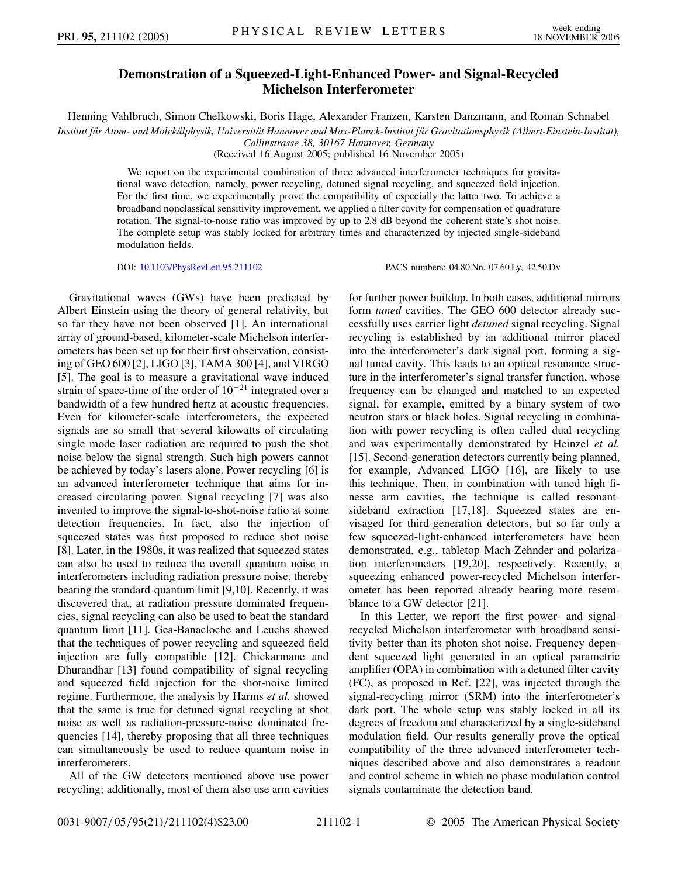# Demonstration of a Squeezed-Light-Enhanced Power- and Signal-Recycled Michelson Interferometer

Henning Vahlbruch, Simon Chelkowski, Boris Hage, Alexander Franzen, Karsten Danzmann, and Roman Schnabel

*Institut für Atom- und Molekülphysik, Universität Hannover and Max-Planck-Institut für Gravitationsphysik (Albert-Einstein-Institut), Callinstrasse 38, 30167 Hannover, Germany*

(Received 16 August 2005; published 16 November 2005)

We report on the experimental combination of three advanced interferometer techniques for gravitational wave detection, namely, power recycling, detuned signal recycling, and squeezed field injection. For the first time, we experimentally prove the compatibility of especially the latter two. To achieve a broadband nonclassical sensitivity improvement, we applied a filter cavity for compensation of quadrature rotation. The signal-to-noise ratio was improved by up to 2.8 dB beyond the coherent state's shot noise. The complete setup was stably locked for arbitrary times and characterized by injected single-sideband modulation fields.

DOI: 10.1103/PhysRevLett.95.211102 PACS numbers: 04.80.Nn, 07.60.Ly, 42.50.Dv

Gravitational waves (GWs) have been predicted by Albert Einstein using the theory of general relativity, but so far they have not been observed [1]. An international array of ground-based, kilometer-scale Michelson interferometers has been set up for their first observation, consisting of GEO 600 [2], LIGO [3], TAMA 300 [4], and VIRGO [5]. The goal is to measure a gravitational wave induced strain of space-time of the order of $10^{-21}$ integrated over a bandwidth of a few hundred hertz at acoustic frequencies. Even for kilometer-scale interferometers, the expected signals are so small that several kilowatts of circulating single mode laser radiation are required to push the shot noise below the signal strength. Such high powers cannot be achieved by today's lasers alone. Power recycling [6] is an advanced interferometer technique that aims for increased circulating power. Signal recycling [7] was also invented to improve the signal-to-shot-noise ratio at some detection frequencies. In fact, also the injection of squeezed states was first proposed to reduce shot noise [8]. Later, in the 1980s, it was realized that squeezed states can also be used to reduce the overall quantum noise in interferometers including radiation pressure noise, thereby beating the standard-quantum limit [9,10]. Recently, it was discovered that, at radiation pressure dominated frequencies, signal recycling can also be used to beat the standard quantum limit [11]. Gea-Banacloche and Leuchs showed that the techniques of power recycling and squeezed field injection are fully compatible [12]. Chickarmane and Dhurandhar [13] found compatibility of signal recycling and squeezed field injection for the shot-noise limited regime. Furthermore, the analysis by Harms *et al.* showed that the same is true for detuned signal recycling at shot noise as well as radiation-pressure-noise dominated frequencies [14], thereby proposing that all three techniques can simultaneously be used to reduce quantum noise in interferometers.

All of the GW detectors mentioned above use power recycling; additionally, most of them also use arm cavities for further power buildup. In both cases, additional mirrors form *tuned* cavities. The GEO 600 detector already successfully uses carrier light *detuned* signal recycling. Signal recycling is established by an additional mirror placed into the interferometer's dark signal port, forming a signal tuned cavity. This leads to an optical resonance structure in the interferometer's signal transfer function, whose frequency can be changed and matched to an expected signal, for example, emitted by a binary system of two neutron stars or black holes. Signal recycling in combination with power recycling is often called dual recycling and was experimentally demonstrated by Heinzel *et al.* [15]. Second-generation detectors currently being planned, for example, Advanced LIGO [16], are likely to use this technique. Then, in combination with tuned high finesse arm cavities, the technique is called resonant-sideband extraction [17,18]. Squeezed states are envisaged for third-generation detectors, but so far only a few squeezed-light-enhanced interferometers have been demonstrated, e.g., tabletop Mach-Zehnder and polarization interferometers [19,20], respectively. Recently, a squeezing enhanced power-recycled Michelson interferometer has been reported already bearing more resemblance to a GW detector [21].

In this Letter, we report the first power- and signal-recycled Michelson interferometer with broadband sensitivity better than its photon shot noise. Frequency dependent squeezed light generated in an optical parametric amplifier (OPA) in combination with a detuned filter cavity (FC), as proposed in Ref. [22], was injected through the signal-recycling mirror (SRM) into the interferometer's dark port. The whole setup was stably locked in all its degrees of freedom and characterized by a single-sideband modulation field. Our results generally prove the optical compatibility of the three advanced interferometer techniques described above and also demonstrates a readout and control scheme in which no phase modulation control signals contaminate the detection band.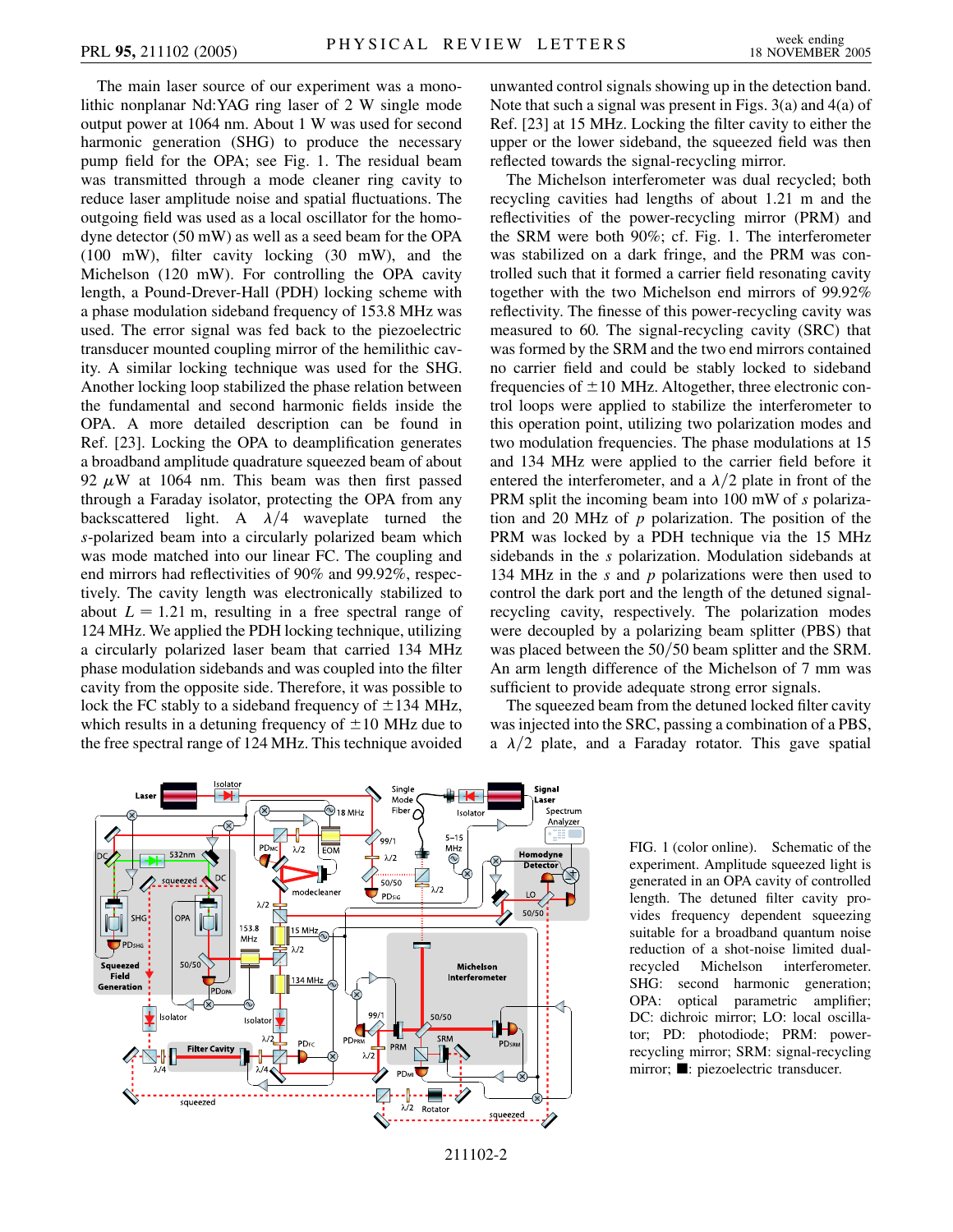The main laser source of our experiment was a monolithic nonplanar Nd:YAG ring laser of 2 W single mode output power at 1064 nm. About 1 W was used for second harmonic generation (SHG) to produce the necessary pump field for the OPA; see Fig. 1. The residual beam was transmitted through a mode cleaner ring cavity to reduce laser amplitude noise and spatial fluctuations. The outgoing field was used as a local oscillator for the homodyne detector (50 mW) as well as a seed beam for the OPA (100 mW), filter cavity locking (30 mW), and the Michelson (120 mW). For controlling the OPA cavity length, a Pound-Drever-Hall (PDH) locking scheme with a phase modulation sideband frequency of 153.8 MHz was used. The error signal was fed back to the piezoelectric transducer mounted coupling mirror of the hemilithic cavity. A similar locking technique was used for the SHG. Another locking loop stabilized the phase relation between the fundamental and second harmonic fields inside the OPA. A more detailed description can be found in Ref. [23]. Locking the OPA to deamplification generates a broadband amplitude quadrature squeezed beam of about 92 $\mu$W at 1064 nm. This beam was then first passed through a Faraday isolator, protecting the OPA from any backscattered light. A $\lambda/4$ waveplate turned the *s*-polarized beam into a circularly polarized beam which was mode matched into our linear FC. The coupling and end mirrors had reflectivities of 90% and 99.92%, respectively. The cavity length was electronically stabilized to about $L = 1.21$ m, resulting in a free spectral range of 124 MHz. We applied the PDH locking technique, utilizing a circularly polarized laser beam that carried 134 MHz phase modulation sidebands and was coupled into the filter cavity from the opposite side. Therefore, it was possible to lock the FC stably to a sideband frequency of $\pm 134$ MHz, which results in a detuning frequency of $\pm 10$ MHz due to the free spectral range of 124 MHz. This technique avoided unwanted control signals showing up in the detection band. Note that such a signal was present in Figs. 3(a) and 4(a) of Ref. [23] at 15 MHz. Locking the filter cavity to either the upper or the lower sideband, the squeezed field was then reflected towards the signal-recycling mirror.

The Michelson interferometer was dual recycled; both recycling cavities had lengths of about 1.21 m and the reflectivities of the power-recycling mirror (PRM) and the SRM were both 90%; cf. Fig. 1. The interferometer was stabilized on a dark fringe, and the PRM was controlled such that it formed a carrier field resonating cavity together with the two Michelson end mirrors of 99.92% reflectivity. The finesse of this power-recycling cavity was measured to 60. The signal-recycling cavity (SRC) that was formed by the SRM and the two end mirrors contained no carrier field and could be stably locked to sideband frequencies of $\pm 10$ MHz. Altogether, three electronic control loops were applied to stabilize the interferometer to this operation point, utilizing two polarization modes and two modulation frequencies. The phase modulations at 15 and 134 MHz were applied to the carrier field before it entered the interferometer, and a $\lambda/2$ plate in front of the PRM split the incoming beam into 100 mW of *s* polarization and 20 MHz of *p* polarization. The position of the PRM was locked by a PDH technique via the 15 MHz sidebands in the *s* polarization. Modulation sidebands at 134 MHz in the *s* and *p* polarizations were then used to control the dark port and the length of the detuned signal-recycling cavity, respectively. The polarization modes were decoupled by a polarizing beam splitter (PBS) that was placed between the 50/50 beam splitter and the SRM. An arm length difference of the Michelson of 7 mm was sufficient to provide adequate strong error signals.

The squeezed beam from the detuned locked filter cavity was injected into the SRC, passing a combination of a PBS, a $\lambda/2$ plate, and a Faraday rotator. This gave spatial

FIG. 1 (color online). Schematic of the experiment. Amplitude squeezed light is generated in an OPA cavity of controlled length. The detuned filter cavity provides frequency dependent squeezing suitable for a broadband quantum noise reduction of a shot-noise limited dual-recycled Michelson interferometer. SHG: second harmonic generation; OPA: optical parametric amplifier; DC: dichroic mirror; LO: local oscillator; PD: photodiode; PRM: power-recycling mirror; SRM: signal-recycling mirror; ■: piezoelectric transducer.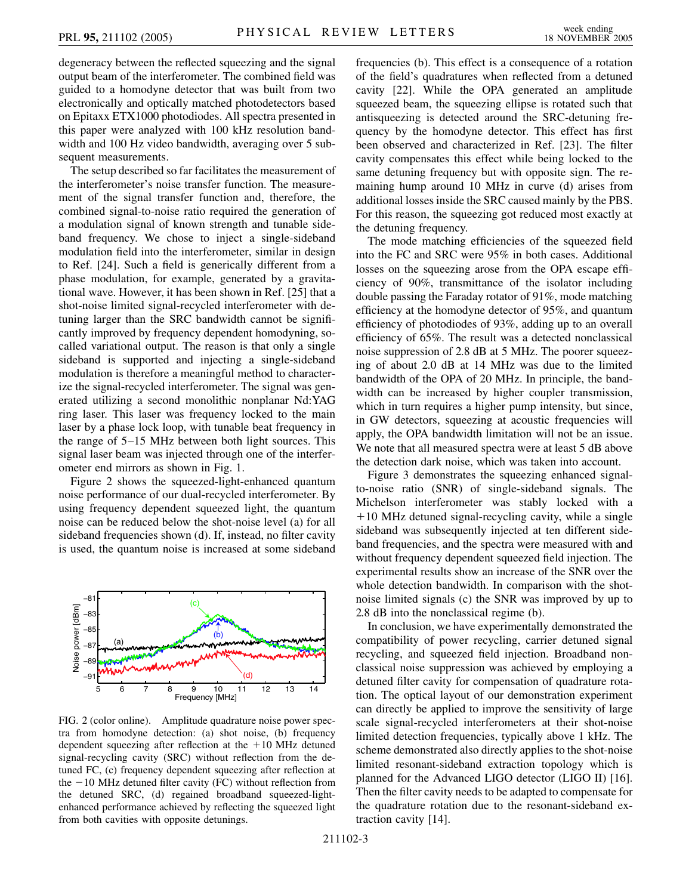degeneracy between the reflected squeezing and the signal output beam of the interferometer. The combined field was guided to a homodyne detector that was built from two electronically and optically matched photodetectors based on Epitaxx ETX1000 photodiodes. All spectra presented in this paper were analyzed with 100 kHz resolution bandwidth and 100 Hz video bandwidth, averaging over 5 subsequent measurements.

The setup described so far facilitates the measurement of the interferometer's noise transfer function. The measurement of the signal transfer function and, therefore, the combined signal-to-noise ratio required the generation of a modulation signal of known strength and tunable sideband frequency. We chose to inject a single-sideband modulation field into the interferometer, similar in design to Ref. [24]. Such a field is generically different from a phase modulation, for example, generated by a gravitational wave. However, it has been shown in Ref. [25] that a shot-noise limited signal-recycled interferometer with detuning larger than the SRC bandwidth cannot be significantly improved by frequency dependent homodyning, so-called variational output. The reason is that only a single sideband is supported and injecting a single-sideband modulation is therefore a meaningful method to characterize the signal-recycled interferometer. The signal was generated utilizing a second monolithic nonplanar Nd:YAG ring laser. This laser was frequency locked to the main laser by a phase lock loop, with tunable beat frequency in the range of 5–15 MHz between both light sources. This signal laser beam was injected through one of the interferometer end mirrors as shown in Fig. 1.

Figure 2 shows the squeezed-light-enhanced quantum noise performance of our dual-recycled interferometer. By using frequency dependent squeezed light, the quantum noise can be reduced below the shot-noise level (a) for all sideband frequencies shown (d). If, instead, no filter cavity is used, the quantum noise is increased at some sideband frequencies (b). This effect is a consequence of a rotation of the field's quadratures when reflected from a detuned cavity [22]. While the OPA generated an amplitude squeezed beam, the squeezing ellipse is rotated such that antisqueezing is detected around the SRC-detuning frequency by the homodyne detector. This effect has first been observed and characterized in Ref. [23]. The filter cavity compensates this effect while being locked to the same detuning frequency but with opposite sign. The remaining hump around 10 MHz in curve (d) arises from additional losses inside the SRC caused mainly by the PBS. For this reason, the squeezing got reduced most exactly at the detuning frequency.

FIG. 2 (color online). Amplitude quadrature noise power spectra from homodyne detection: (a) shot noise, (b) frequency dependent squeezing after reflection at the +10 MHz detuned signal-recycling cavity (SRC) without reflection from the detuned FC, (c) frequency dependent squeezing after reflection at the −10 MHz detuned filter cavity (FC) without reflection from the detuned SRC, (d) regained broadband squeezed-light-enhanced performance achieved by reflecting the squeezed light from both cavities with opposite detunings.

The mode matching efficiencies of the squeezed field into the FC and SRC were 95% in both cases. Additional losses on the squeezing arose from the OPA escape efficiency of 90%, transmittance of the isolator including double passing the Faraday rotator of 91%, mode matching efficiency at the homodyne detector of 95%, and quantum efficiency of photodiodes of 93%, adding up to an overall efficiency of 65%. The result was a detected nonclassical noise suppression of 2.8 dB at 5 MHz. The poorer squeezing of about 2.0 dB at 14 MHz was due to the limited bandwidth of the OPA of 20 MHz. In principle, the bandwidth can be increased by higher coupler transmission, which in turn requires a higher pump intensity, but since, in GW detectors, squeezing at acoustic frequencies will apply, the OPA bandwidth limitation will not be an issue. We note that all measured spectra were at least 5 dB above the detection dark noise, which was taken into account.

Figure 3 demonstrates the squeezing enhanced signal-to-noise ratio (SNR) of single-sideband signals. The Michelson interferometer was stably locked with a +10 MHz detuned signal-recycling cavity, while a single sideband was subsequently injected at ten different sideband frequencies, and the spectra were measured with and without frequency dependent squeezed field injection. The experimental results show an increase of the SNR over the whole detection bandwidth. In comparison with the shot-noise limited signals (c) the SNR was improved by up to 2.8 dB into the nonclassical regime (b).

In conclusion, we have experimentally demonstrated the compatibility of power recycling, carrier detuned signal recycling, and squeezed field injection. Broadband nonclassical noise suppression was achieved by employing a detuned filter cavity for compensation of quadrature rotation. The optical layout of our demonstration experiment can directly be applied to improve the sensitivity of large scale signal-recycled interferometers at their shot-noise limited detection frequencies, typically above 1 kHz. The scheme demonstrated also directly applies to the shot-noise limited resonant-sideband extraction topology which is planned for the Advanced LIGO detector (LIGO II) [16]. Then the filter cavity needs to be adapted to compensate for the quadrature rotation due to the resonant-sideband extraction cavity [14].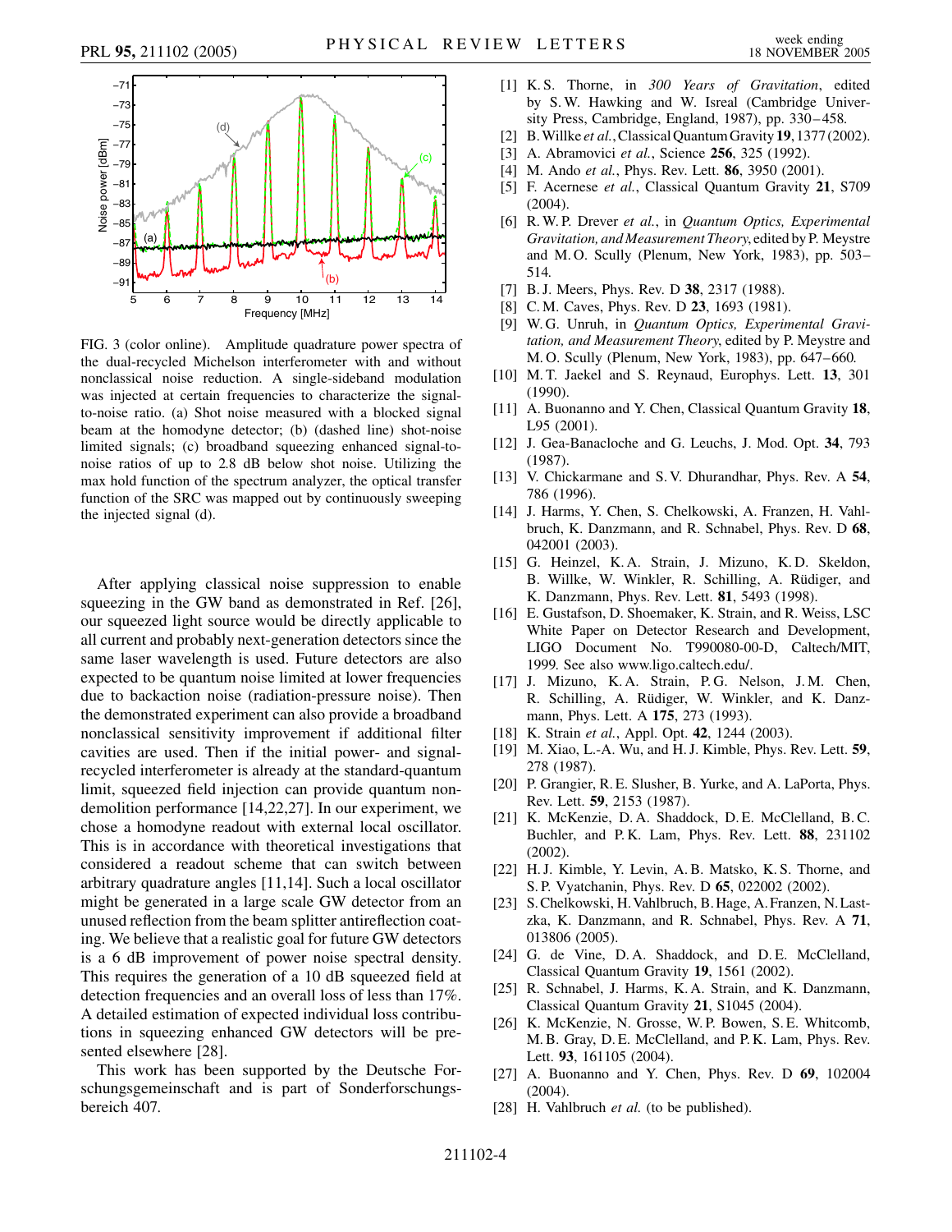-71
-73
-75
-77
-79
-81
-83
-85
-87
-89
-91

Noise power [dBm]

5 6 7 8 9 10 11 12 13 14

Frequency [MHz]

(a)
(b)
(c)
(d)

FIG. 3 (color online). Amplitude quadrature power spectra of the dual-recycled Michelson interferometer with and without nonclassical noise reduction. A single-sideband modulation was injected at certain frequencies to characterize the signal-to-noise ratio. (a) Shot noise measured with a blocked signal beam at the homodyne detector; (b) (dashed line) shot-noise limited signals; (c) broadband squeezing enhanced signal-to-noise ratios of up to 2.8 dB below shot noise. Utilizing the max hold function of the spectrum analyzer, the optical transfer function of the SRC was mapped out by continuously sweeping the injected signal (d).

After applying classical noise suppression to enable squeezing in the GW band as demonstrated in Ref. [26], our squeezed light source would be directly applicable to all current and probably next-generation detectors since the same laser wavelength is used. Future detectors are also expected to be quantum noise limited at lower frequencies due to backaction noise (radiation-pressure noise). Then the demonstrated experiment can also provide a broadband nonclassical sensitivity improvement if additional filter cavities are used. Then if the initial power- and signal-recycled interferometer is already at the standard-quantum limit, squeezed field injection can provide quantum nondemolition performance [14,22,27]. In our experiment, we chose a homodyne readout with external local oscillator. This is in accordance with theoretical investigations that considered a readout scheme that can switch between arbitrary quadrature angles [11,14]. Such a local oscillator might be generated in a large scale GW detector from an unused reflection from the beam splitter antireflection coating. We believe that a realistic goal for future GW detectors is a 6 dB improvement of power noise spectral density. This requires the generation of a 10 dB squeezed field at detection frequencies and an overall loss of less than 17%. A detailed estimation of expected individual loss contributions in squeezing enhanced GW detectors will be presented elsewhere [28].

This work has been supported by the Deutsche Forschungsgemeinschaft and is part of Sonderforschungsbereich 407.

[1] K. S. Thorne, in *300 Years of Gravitation*, edited by S. W. Hawking and W. Isreal (Cambridge University Press, Cambridge, England, 1987), pp. 330–458.
[2] B. Willke *et al.*, Classical Quantum Gravity **19**, 1377 (2002).
[3] A. Abramovici *et al.*, Science **256**, 325 (1992).
[4] M. Ando *et al.*, Phys. Rev. Lett. **86**, 3950 (2001).
[5] F. Acernese *et al.*, Classical Quantum Gravity **21**, S709 (2004).
[6] R. W. P. Drever *et al.*, in *Quantum Optics, Experimental Gravitation, and Measurement Theory*, edited by P. Meystre and M. O. Scully (Plenum, New York, 1983), pp. 503–514.
[7] B. J. Meers, Phys. Rev. D **38**, 2317 (1988).
[8] C. M. Caves, Phys. Rev. D **23**, 1693 (1981).
[9] W. G. Unruh, in *Quantum Optics, Experimental Gravitation, and Measurement Theory*, edited by P. Meystre and M. O. Scully (Plenum, New York, 1983), pp. 647–660.
[10] M. T. Jaekel and S. Reynaud, Europhys. Lett. **13**, 301 (1990).
[11] A. Buonanno and Y. Chen, Classical Quantum Gravity **18**, L95 (2001).
[12] J. Gea-Banacloche and G. Leuchs, J. Mod. Opt. **34**, 793 (1987).
[13] V. Chickarmane and S. V. Dhurandhar, Phys. Rev. A **54**, 786 (1996).
[14] J. Harms, Y. Chen, S. Chelkowski, A. Franzen, H. Vahlbruch, K. Danzmann, and R. Schnabel, Phys. Rev. D **68**, 042001 (2003).
[15] G. Heinzel, K. A. Strain, J. Mizuno, K. D. Skeldon, B. Willke, W. Winkler, R. Schilling, A. Rüdiger, and K. Danzmann, Phys. Rev. Lett. **81**, 5493 (1998).
[16] E. Gustafson, D. Shoemaker, K. Strain, and R. Weiss, LSC White Paper on Detector Research and Development, LIGO Document No. T990080-00-D, Caltech/MIT, 1999. See also www.ligo.caltech.edu/.
[17] J. Mizuno, K. A. Strain, P. G. Nelson, J. M. Chen, R. Schilling, A. Rüdiger, W. Winkler, and K. Danzmann, Phys. Lett. A **175**, 273 (1993).
[18] K. Strain *et al.*, Appl. Opt. **42**, 1244 (2003).
[19] M. Xiao, L.-A. Wu, and H. J. Kimble, Phys. Rev. Lett. **59**, 278 (1987).
[20] P. Grangier, R. E. Slusher, B. Yurke, and A. LaPorta, Phys. Rev. Lett. **59**, 2153 (1987).
[21] K. McKenzie, D. A. Shaddock, D. E. McClelland, B. C. Buchler, and P. K. Lam, Phys. Rev. Lett. **88**, 231102 (2002).
[22] H. J. Kimble, Y. Levin, A. B. Matsko, K. S. Thorne, and S. P. Vyatchanin, Phys. Rev. D **65**, 022002 (2002).
[23] S. Chelkowski, H. Vahlbruch, B. Hage, A. Franzen, N. Lastzka, K. Danzmann, and R. Schnabel, Phys. Rev. A **71**, 013806 (2005).
[24] G. de Vine, D. A. Shaddock, and D. E. McClelland, Classical Quantum Gravity **19**, 1561 (2002).
[25] R. Schnabel, J. Harms, K. A. Strain, and K. Danzmann, Classical Quantum Gravity **21**, S1045 (2004).
[26] K. McKenzie, N. Grosse, W. P. Bowen, S. E. Whitcomb, M. B. Gray, D. E. McClelland, and P. K. Lam, Phys. Rev. Lett. **93**, 161105 (2004).
[27] A. Buonanno and Y. Chen, Phys. Rev. D **69**, 102004 (2004).
[28] H. Vahlbruch *et al.* (to be published).